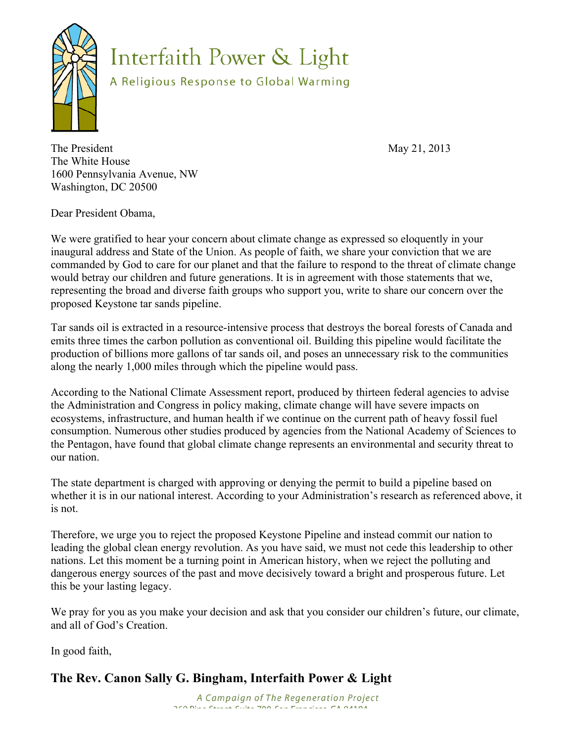# Interfaith Power & Light

A Religious Response to Global Warming

The President
The White House
1600 Pennsylvania Avenue, NW
Washington, DC 20500

May 21, 2013

Dear President Obama,

We were gratified to hear your concern about climate change as expressed so eloquently in your inaugural address and State of the Union. As people of faith, we share your conviction that we are commanded by God to care for our planet and that the failure to respond to the threat of climate change would betray our children and future generations. It is in agreement with those statements that we, representing the broad and diverse faith groups who support you, write to share our concern over the proposed Keystone tar sands pipeline.

Tar sands oil is extracted in a resource-intensive process that destroys the boreal forests of Canada and emits three times the carbon pollution as conventional oil. Building this pipeline would facilitate the production of billions more gallons of tar sands oil, and poses an unnecessary risk to the communities along the nearly 1,000 miles through which the pipeline would pass.

According to the National Climate Assessment report, produced by thirteen federal agencies to advise the Administration and Congress in policy making, climate change will have severe impacts on ecosystems, infrastructure, and human health if we continue on the current path of heavy fossil fuel consumption. Numerous other studies produced by agencies from the National Academy of Sciences to the Pentagon, have found that global climate change represents an environmental and security threat to our nation.

The state department is charged with approving or denying the permit to build a pipeline based on whether it is in our national interest. According to your Administration's research as referenced above, it is not.

Therefore, we urge you to reject the proposed Keystone Pipeline and instead commit our nation to leading the global clean energy revolution. As you have said, we must not cede this leadership to other nations. Let this moment be a turning point in American history, when we reject the polluting and dangerous energy sources of the past and move decisively toward a bright and prosperous future. Let this be your lasting legacy.

We pray for you as you make your decision and ask that you consider our children's future, our climate, and all of God's Creation.

In good faith,

**The Rev. Canon Sally G. Bingham, Interfaith Power & Light**

*A Campaign of The Regeneration Project*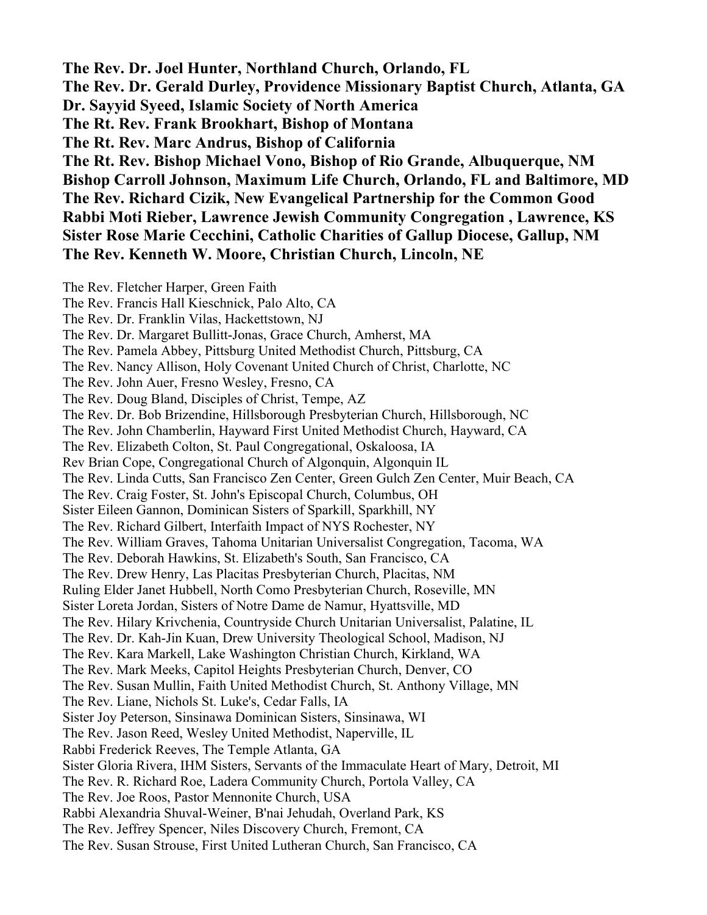**The Rev. Dr. Joel Hunter, Northland Church, Orlando, FL**
**The Rev. Dr. Gerald Durley, Providence Missionary Baptist Church, Atlanta, GA**
**Dr. Sayyid Syeed, Islamic Society of North America**
**The Rt. Rev. Frank Brookhart, Bishop of Montana**
**The Rt. Rev. Marc Andrus, Bishop of California**
**The Rt. Rev. Bishop Michael Vono, Bishop of Rio Grande, Albuquerque, NM**
**Bishop Carroll Johnson, Maximum Life Church, Orlando, FL and Baltimore, MD**
**The Rev. Richard Cizik, New Evangelical Partnership for the Common Good**
**Rabbi Moti Rieber, Lawrence Jewish Community Congregation , Lawrence, KS**
**Sister Rose Marie Cecchini, Catholic Charities of Gallup Diocese, Gallup, NM**
**The Rev. Kenneth W. Moore, Christian Church, Lincoln, NE**

The Rev. Fletcher Harper, Green Faith
The Rev. Francis Hall Kieschnick, Palo Alto, CA
The Rev. Dr. Franklin Vilas, Hackettstown, NJ
The Rev. Dr. Margaret Bullitt-Jonas, Grace Church, Amherst, MA
The Rev. Pamela Abbey, Pittsburg United Methodist Church, Pittsburg, CA
The Rev. Nancy Allison, Holy Covenant United Church of Christ, Charlotte, NC
The Rev. John Auer, Fresno Wesley, Fresno, CA
The Rev. Doug Bland, Disciples of Christ, Tempe, AZ
The Rev. Dr. Bob Brizendine, Hillsborough Presbyterian Church, Hillsborough, NC
The Rev. John Chamberlin, Hayward First United Methodist Church, Hayward, CA
The Rev. Elizabeth Colton, St. Paul Congregational, Oskaloosa, IA
Rev Brian Cope, Congregational Church of Algonquin, Algonquin IL
The Rev. Linda Cutts, San Francisco Zen Center, Green Gulch Zen Center, Muir Beach, CA
The Rev. Craig Foster, St. John's Episcopal Church, Columbus, OH
Sister Eileen Gannon, Dominican Sisters of Sparkill, Sparkhill, NY
The Rev. Richard Gilbert, Interfaith Impact of NYS Rochester, NY
The Rev. William Graves, Tahoma Unitarian Universalist Congregation, Tacoma, WA
The Rev. Deborah Hawkins, St. Elizabeth's South, San Francisco, CA
The Rev. Drew Henry, Las Placitas Presbyterian Church, Placitas, NM
Ruling Elder Janet Hubbell, North Como Presbyterian Church, Roseville, MN
Sister Loreta Jordan, Sisters of Notre Dame de Namur, Hyattsville, MD
The Rev. Hilary Krivchenia, Countryside Church Unitarian Universalist, Palatine, IL
The Rev. Dr. Kah-Jin Kuan, Drew University Theological School, Madison, NJ
The Rev. Kara Markell, Lake Washington Christian Church, Kirkland, WA
The Rev. Mark Meeks, Capitol Heights Presbyterian Church, Denver, CO
The Rev. Susan Mullin, Faith United Methodist Church, St. Anthony Village, MN
The Rev. Liane, Nichols St. Luke's, Cedar Falls, IA
Sister Joy Peterson, Sinsinawa Dominican Sisters, Sinsinawa, WI
The Rev. Jason Reed, Wesley United Methodist, Naperville, IL
Rabbi Frederick Reeves, The Temple Atlanta, GA
Sister Gloria Rivera, IHM Sisters, Servants of the Immaculate Heart of Mary, Detroit, MI
The Rev. R. Richard Roe, Ladera Community Church, Portola Valley, CA
The Rev. Joe Roos, Pastor Mennonite Church, USA
Rabbi Alexandria Shuval-Weiner, B'nai Jehudah, Overland Park, KS
The Rev. Jeffrey Spencer, Niles Discovery Church, Fremont, CA
The Rev. Susan Strouse, First United Lutheran Church, San Francisco, CA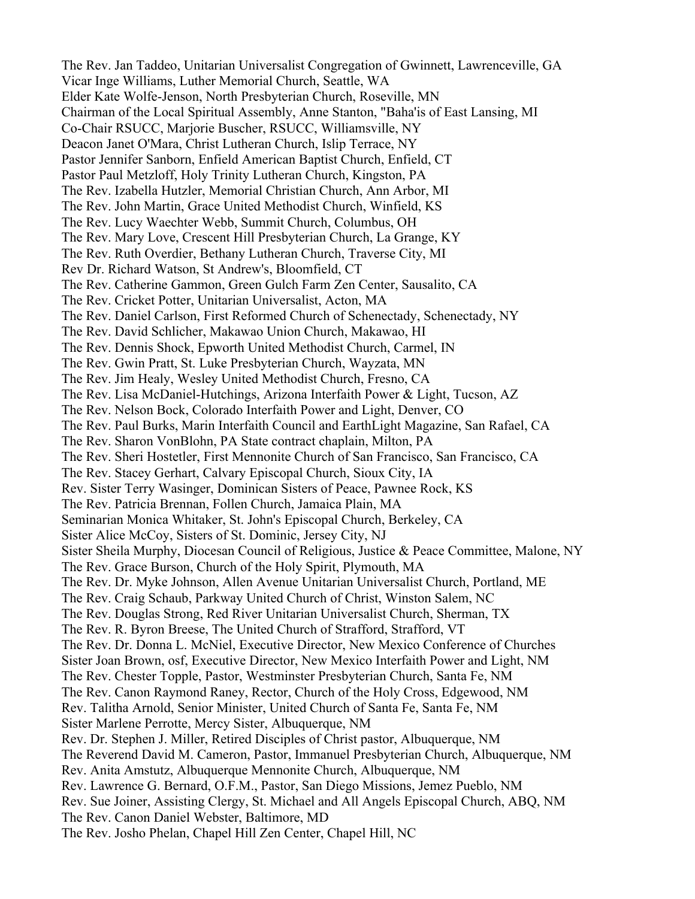The Rev. Jan Taddeo, Unitarian Universalist Congregation of Gwinnett, Lawrenceville, GA
Vicar Inge Williams, Luther Memorial Church, Seattle, WA
Elder Kate Wolfe-Jenson, North Presbyterian Church, Roseville, MN
Chairman of the Local Spiritual Assembly, Anne Stanton, "Baha'is of East Lansing, MI
Co-Chair RSUCC, Marjorie Buscher, RSUCC, Williamsville, NY
Deacon Janet O'Mara, Christ Lutheran Church, Islip Terrace, NY
Pastor Jennifer Sanborn, Enfield American Baptist Church, Enfield, CT
Pastor Paul Metzloff, Holy Trinity Lutheran Church, Kingston, PA
The Rev. Izabella Hutzler, Memorial Christian Church, Ann Arbor, MI
The Rev. John Martin, Grace United Methodist Church, Winfield, KS
The Rev. Lucy Waechter Webb, Summit Church, Columbus, OH
The Rev. Mary Love, Crescent Hill Presbyterian Church, La Grange, KY
The Rev. Ruth Overdier, Bethany Lutheran Church, Traverse City, MI
Rev Dr. Richard Watson, St Andrew's, Bloomfield, CT
The Rev. Catherine Gammon, Green Gulch Farm Zen Center, Sausalito, CA
The Rev. Cricket Potter, Unitarian Universalist, Acton, MA
The Rev. Daniel Carlson, First Reformed Church of Schenectady, Schenectady, NY
The Rev. David Schlicher, Makawao Union Church, Makawao, HI
The Rev. Dennis Shock, Epworth United Methodist Church, Carmel, IN
The Rev. Gwin Pratt, St. Luke Presbyterian Church, Wayzata, MN
The Rev. Jim Healy, Wesley United Methodist Church, Fresno, CA
The Rev. Lisa McDaniel-Hutchings, Arizona Interfaith Power & Light, Tucson, AZ
The Rev. Nelson Bock, Colorado Interfaith Power and Light, Denver, CO
The Rev. Paul Burks, Marin Interfaith Council and EarthLight Magazine, San Rafael, CA
The Rev. Sharon VonBlohn, PA State contract chaplain, Milton, PA
The Rev. Sheri Hostetler, First Mennonite Church of San Francisco, San Francisco, CA
The Rev. Stacey Gerhart, Calvary Episcopal Church, Sioux City, IA
Rev. Sister Terry Wasinger, Dominican Sisters of Peace, Pawnee Rock, KS
The Rev. Patricia Brennan, Follen Church, Jamaica Plain, MA
Seminarian Monica Whitaker, St. John's Episcopal Church, Berkeley, CA
Sister Alice McCoy, Sisters of St. Dominic, Jersey City, NJ
Sister Sheila Murphy, Diocesan Council of Religious, Justice & Peace Committee, Malone, NY
The Rev. Grace Burson, Church of the Holy Spirit, Plymouth, MA
The Rev. Dr. Myke Johnson, Allen Avenue Unitarian Universalist Church, Portland, ME
The Rev. Craig Schaub, Parkway United Church of Christ, Winston Salem, NC
The Rev. Douglas Strong, Red River Unitarian Universalist Church, Sherman, TX
The Rev. R. Byron Breese, The United Church of Strafford, Strafford, VT
The Rev. Dr. Donna L. McNiel, Executive Director, New Mexico Conference of Churches
Sister Joan Brown, osf, Executive Director, New Mexico Interfaith Power and Light, NM
The Rev. Chester Topple, Pastor, Westminster Presbyterian Church, Santa Fe, NM
The Rev. Canon Raymond Raney, Rector, Church of the Holy Cross, Edgewood, NM
Rev. Talitha Arnold, Senior Minister, United Church of Santa Fe, Santa Fe, NM
Sister Marlene Perrotte, Mercy Sister, Albuquerque, NM
Rev. Dr. Stephen J. Miller, Retired Disciples of Christ pastor, Albuquerque, NM
The Reverend David M. Cameron, Pastor, Immanuel Presbyterian Church, Albuquerque, NM
Rev. Anita Amstutz, Albuquerque Mennonite Church, Albuquerque, NM
Rev. Lawrence G. Bernard, O.F.M., Pastor, San Diego Missions, Jemez Pueblo, NM
Rev. Sue Joiner, Assisting Clergy, St. Michael and All Angels Episcopal Church, ABQ, NM
The Rev. Canon Daniel Webster, Baltimore, MD
The Rev. Josho Phelan, Chapel Hill Zen Center, Chapel Hill, NC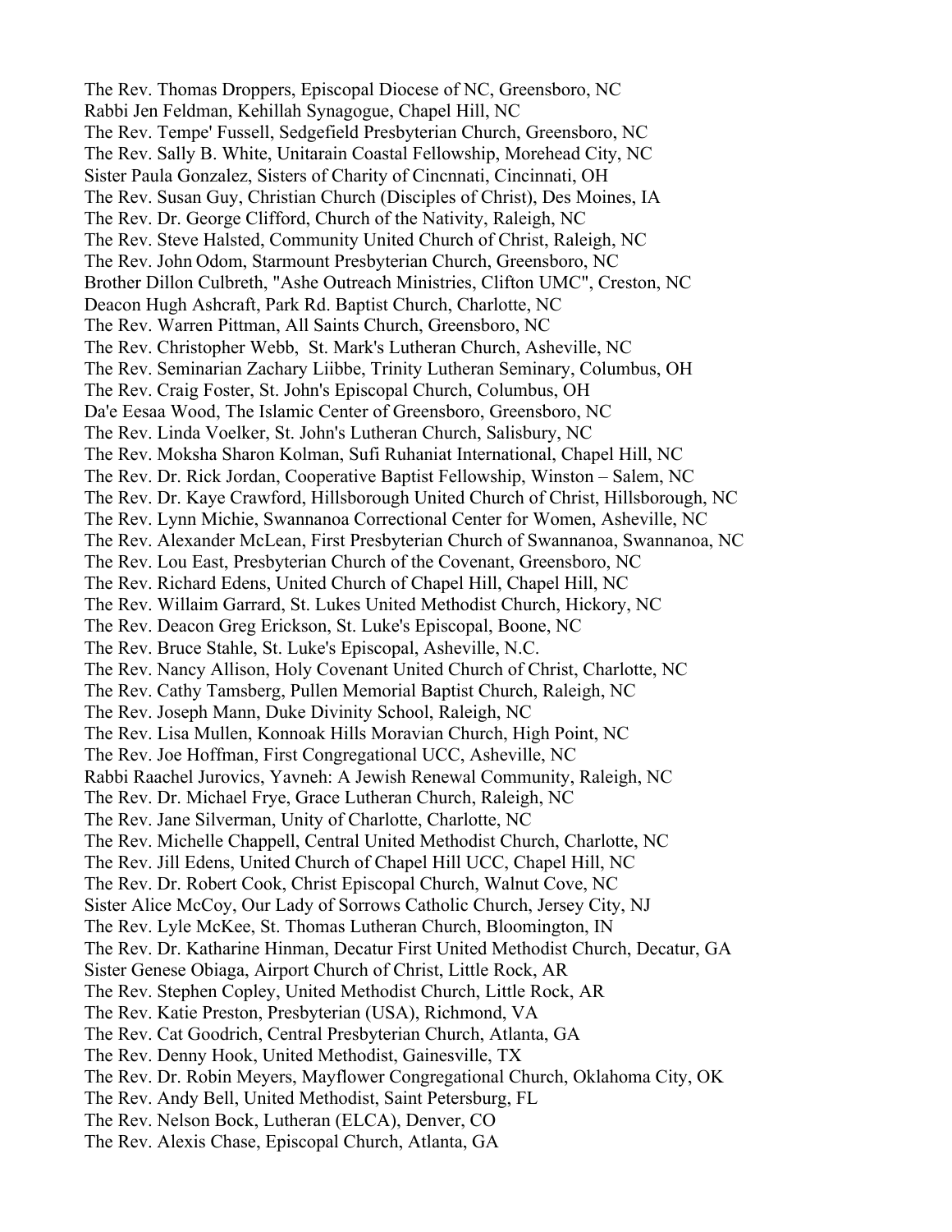The Rev. Thomas Droppers, Episcopal Diocese of NC, Greensboro, NC
Rabbi Jen Feldman, Kehillah Synagogue, Chapel Hill, NC
The Rev. Tempe' Fussell, Sedgefield Presbyterian Church, Greensboro, NC
The Rev. Sally B. White, Unitarain Coastal Fellowship, Morehead City, NC
Sister Paula Gonzalez, Sisters of Charity of Cincnnati, Cincinnati, OH
The Rev. Susan Guy, Christian Church (Disciples of Christ), Des Moines, IA
The Rev. Dr. George Clifford, Church of the Nativity, Raleigh, NC
The Rev. Steve Halsted, Community United Church of Christ, Raleigh, NC
The Rev. John Odom, Starmount Presbyterian Church, Greensboro, NC
Brother Dillon Culbreth, "Ashe Outreach Ministries, Clifton UMC", Creston, NC
Deacon Hugh Ashcraft, Park Rd. Baptist Church, Charlotte, NC
The Rev. Warren Pittman, All Saints Church, Greensboro, NC
The Rev. Christopher Webb, St. Mark's Lutheran Church, Asheville, NC
The Rev. Seminarian Zachary Liibbe, Trinity Lutheran Seminary, Columbus, OH
The Rev. Craig Foster, St. John's Episcopal Church, Columbus, OH
Da'e Eesaa Wood, The Islamic Center of Greensboro, Greensboro, NC
The Rev. Linda Voelker, St. John's Lutheran Church, Salisbury, NC
The Rev. Moksha Sharon Kolman, Sufi Ruhaniat International, Chapel Hill, NC
The Rev. Dr. Rick Jordan, Cooperative Baptist Fellowship, Winston – Salem, NC
The Rev. Dr. Kaye Crawford, Hillsborough United Church of Christ, Hillsborough, NC
The Rev. Lynn Michie, Swannanoa Correctional Center for Women, Asheville, NC
The Rev. Alexander McLean, First Presbyterian Church of Swannanoa, Swannanoa, NC
The Rev. Lou East, Presbyterian Church of the Covenant, Greensboro, NC
The Rev. Richard Edens, United Church of Chapel Hill, Chapel Hill, NC
The Rev. Willaim Garrard, St. Lukes United Methodist Church, Hickory, NC
The Rev. Deacon Greg Erickson, St. Luke's Episcopal, Boone, NC
The Rev. Bruce Stahle, St. Luke's Episcopal, Asheville, N.C.
The Rev. Nancy Allison, Holy Covenant United Church of Christ, Charlotte, NC
The Rev. Cathy Tamsberg, Pullen Memorial Baptist Church, Raleigh, NC
The Rev. Joseph Mann, Duke Divinity School, Raleigh, NC
The Rev. Lisa Mullen, Konnoak Hills Moravian Church, High Point, NC
The Rev. Joe Hoffman, First Congregational UCC, Asheville, NC
Rabbi Raachel Jurovics, Yavneh: A Jewish Renewal Community, Raleigh, NC
The Rev. Dr. Michael Frye, Grace Lutheran Church, Raleigh, NC
The Rev. Jane Silverman, Unity of Charlotte, Charlotte, NC
The Rev. Michelle Chappell, Central United Methodist Church, Charlotte, NC
The Rev. Jill Edens, United Church of Chapel Hill UCC, Chapel Hill, NC
The Rev. Dr. Robert Cook, Christ Episcopal Church, Walnut Cove, NC
Sister Alice McCoy, Our Lady of Sorrows Catholic Church, Jersey City, NJ
The Rev. Lyle McKee, St. Thomas Lutheran Church, Bloomington, IN
The Rev. Dr. Katharine Hinman, Decatur First United Methodist Church, Decatur, GA
Sister Genese Obiaga, Airport Church of Christ, Little Rock, AR
The Rev. Stephen Copley, United Methodist Church, Little Rock, AR
The Rev. Katie Preston, Presbyterian (USA), Richmond, VA
The Rev. Cat Goodrich, Central Presbyterian Church, Atlanta, GA
The Rev. Denny Hook, United Methodist, Gainesville, TX
The Rev. Dr. Robin Meyers, Mayflower Congregational Church, Oklahoma City, OK
The Rev. Andy Bell, United Methodist, Saint Petersburg, FL
The Rev. Nelson Bock, Lutheran (ELCA), Denver, CO
The Rev. Alexis Chase, Episcopal Church, Atlanta, GA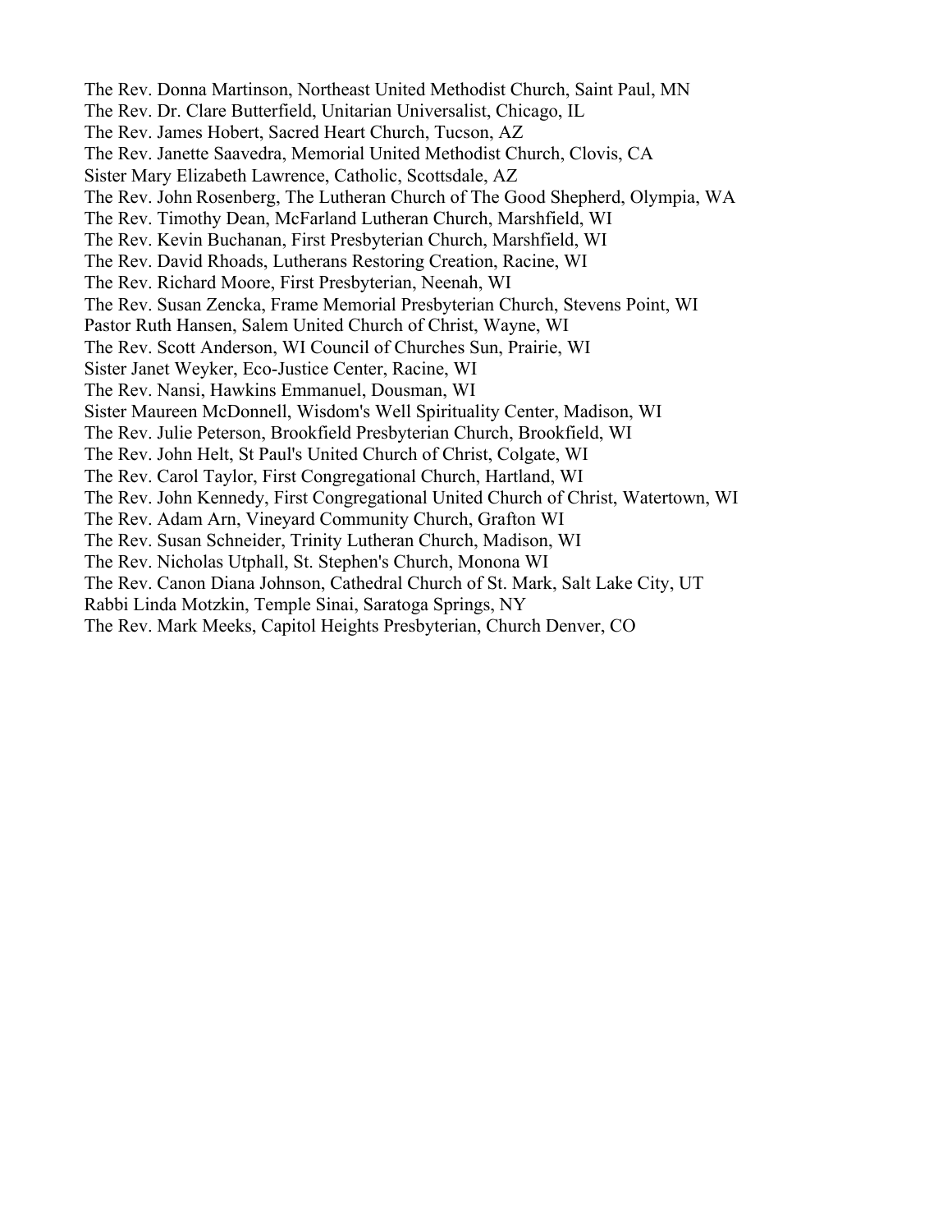The Rev. Donna Martinson, Northeast United Methodist Church, Saint Paul, MN
The Rev. Dr. Clare Butterfield, Unitarian Universalist, Chicago, IL
The Rev. James Hobert, Sacred Heart Church, Tucson, AZ
The Rev. Janette Saavedra, Memorial United Methodist Church, Clovis, CA
Sister Mary Elizabeth Lawrence, Catholic, Scottsdale, AZ
The Rev. John Rosenberg, The Lutheran Church of The Good Shepherd, Olympia, WA
The Rev. Timothy Dean, McFarland Lutheran Church, Marshfield, WI
The Rev. Kevin Buchanan, First Presbyterian Church, Marshfield, WI
The Rev. David Rhoads, Lutherans Restoring Creation, Racine, WI
The Rev. Richard Moore, First Presbyterian, Neenah, WI
The Rev. Susan Zencka, Frame Memorial Presbyterian Church, Stevens Point, WI
Pastor Ruth Hansen, Salem United Church of Christ, Wayne, WI
The Rev. Scott Anderson, WI Council of Churches Sun, Prairie, WI
Sister Janet Weyker, Eco-Justice Center, Racine, WI
The Rev. Nansi, Hawkins Emmanuel, Dousman, WI
Sister Maureen McDonnell, Wisdom's Well Spirituality Center, Madison, WI
The Rev. Julie Peterson, Brookfield Presbyterian Church, Brookfield, WI
The Rev. John Helt, St Paul's United Church of Christ, Colgate, WI
The Rev. Carol Taylor, First Congregational Church, Hartland, WI
The Rev. John Kennedy, First Congregational United Church of Christ, Watertown, WI
The Rev. Adam Arn, Vineyard Community Church, Grafton WI
The Rev. Susan Schneider, Trinity Lutheran Church, Madison, WI
The Rev. Nicholas Utphall, St. Stephen's Church, Monona WI
The Rev. Canon Diana Johnson, Cathedral Church of St. Mark, Salt Lake City, UT
Rabbi Linda Motzkin, Temple Sinai, Saratoga Springs, NY
The Rev. Mark Meeks, Capitol Heights Presbyterian, Church Denver, CO